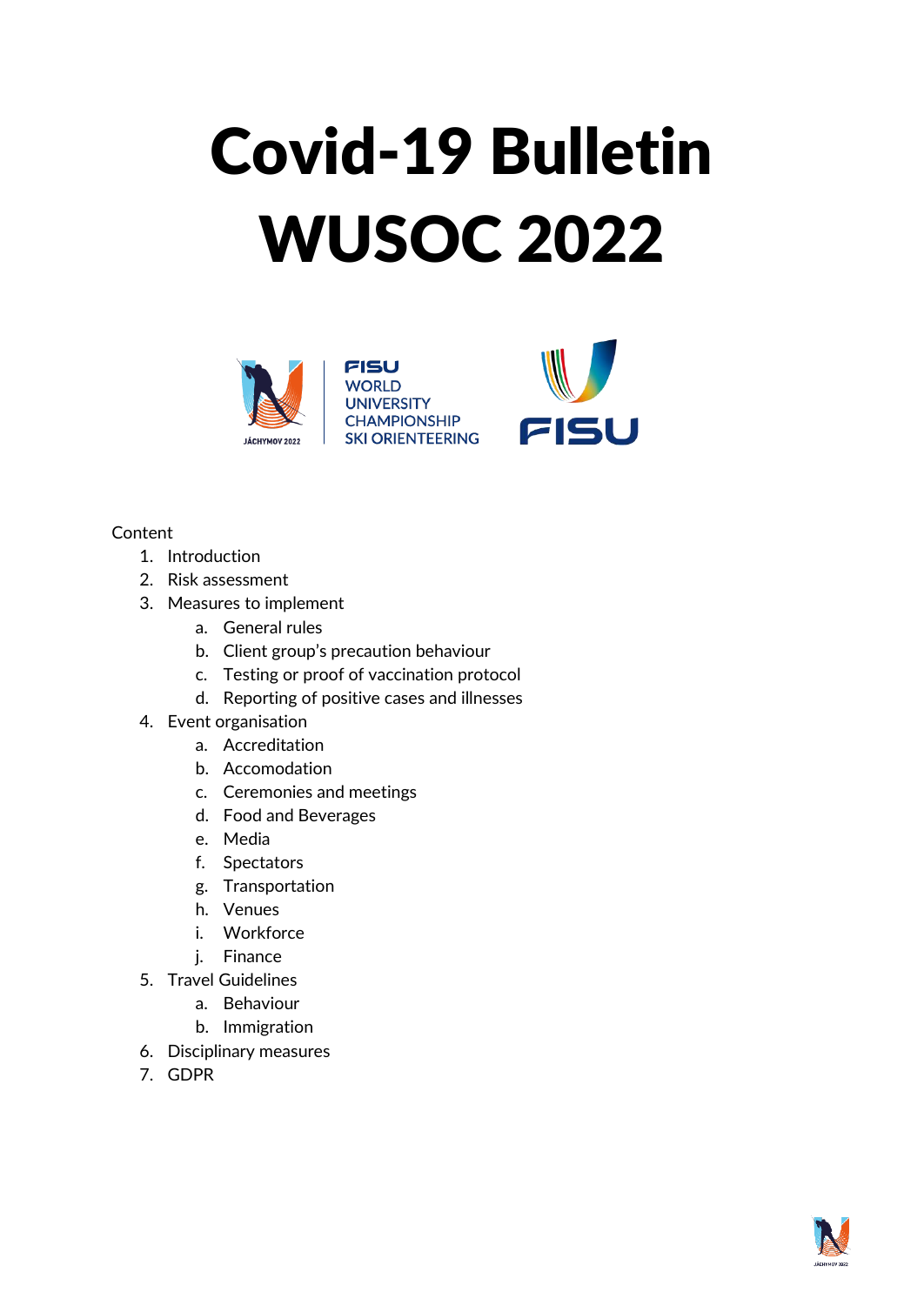# Covid-19 Bulletin WUSOC 2022

FISU WORLD UNIVERSITY CHAMPIONSHIP SKI ORIENTEERING

Content

1. Introduction
2. Risk assessment
3. Measures to implement
    a. General rules
    b. Client group's precaution behaviour
    c. Testing or proof of vaccination protocol
    d. Reporting of positive cases and illnesses
4. Event organisation
    a. Accreditation
    b. Accomodation
    c. Ceremonies and meetings
    d. Food and Beverages
    e. Media
    f. Spectators
    g. Transportation
    h. Venues
    i. Workforce
    j. Finance
5. Travel Guidelines
    a. Behaviour
    b. Immigration
6. Disciplinary measures
7. GDPR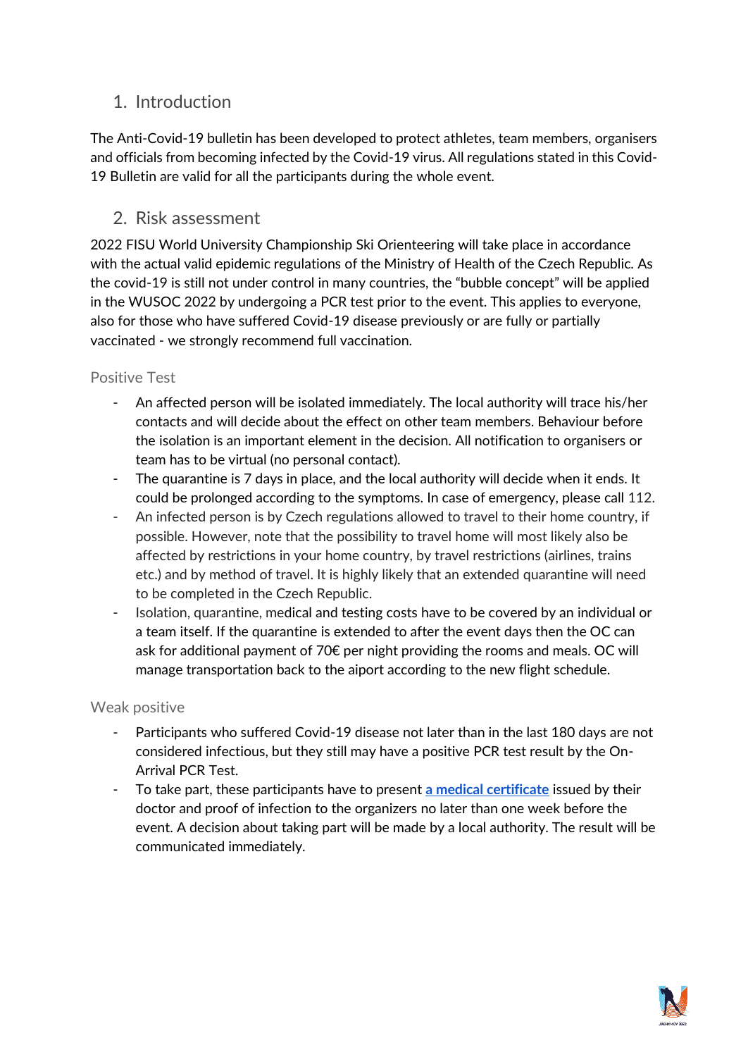## 1. Introduction

The Anti-Covid-19 bulletin has been developed to protect athletes, team members, organisers and officials from becoming infected by the Covid-19 virus. All regulations stated in this Covid-19 Bulletin are valid for all the participants during the whole event.

## 2. Risk assessment

2022 FISU World University Championship Ski Orienteering will take place in accordance with the actual valid epidemic regulations of the Ministry of Health of the Czech Republic. As the covid-19 is still not under control in many countries, the "bubble concept" will be applied in the WUSOC 2022 by undergoing a PCR test prior to the event. This applies to everyone, also for those who have suffered Covid-19 disease previously or are fully or partially vaccinated - we strongly recommend full vaccination.

### Positive Test

- An affected person will be isolated immediately. The local authority will trace his/her contacts and will decide about the effect on other team members. Behaviour before the isolation is an important element in the decision. All notification to organisers or team has to be virtual (no personal contact).
- The quarantine is 7 days in place, and the local authority will decide when it ends. It could be prolonged according to the symptoms. In case of emergency, please call 112.
- An infected person is by Czech regulations allowed to travel to their home country, if possible. However, note that the possibility to travel home will most likely also be affected by restrictions in your home country, by travel restrictions (airlines, trains etc.) and by method of travel. It is highly likely that an extended quarantine will need to be completed in the Czech Republic.
- Isolation, quarantine, medical and testing costs have to be covered by an individual or a team itself. If the quarantine is extended to after the event days then the OC can ask for additional payment of 70€ per night providing the rooms and meals. OC will manage transportation back to the aiport according to the new flight schedule.

### Weak positive

- Participants who suffered Covid-19 disease not later than in the last 180 days are not considered infectious, but they still may have a positive PCR test result by the On-Arrival PCR Test.
- To take part, these participants have to present **a medical certificate** issued by their doctor and proof of infection to the organizers no later than one week before the event. A decision about taking part will be made by a local authority. The result will be communicated immediately.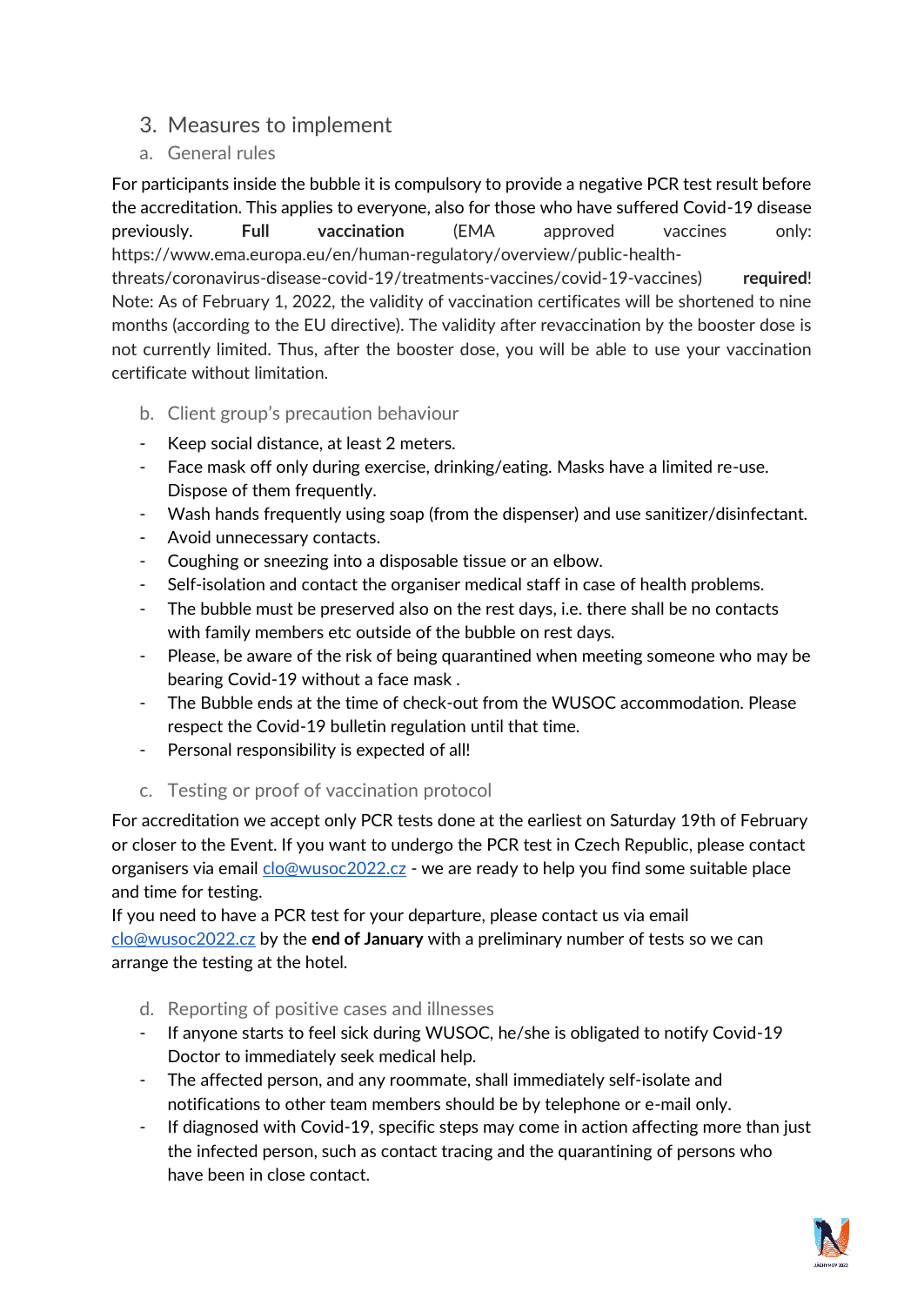## 3. Measures to implement

### a. General rules

For participants inside the bubble it is compulsory to provide a negative PCR test result before the accreditation. This applies to everyone, also for those who have suffered Covid-19 disease previously. **Full vaccination** (EMA approved vaccines only: https://www.ema.europa.eu/en/human-regulatory/overview/public-health-threats/coronavirus-disease-covid-19/treatments-vaccines/covid-19-vaccines) **required**! Note: As of February 1, 2022, the validity of vaccination certificates will be shortened to nine months (according to the EU directive). The validity after revaccination by the booster dose is not currently limited. Thus, after the booster dose, you will be able to use your vaccination certificate without limitation.

### b. Client group's precaution behaviour

- Keep social distance, at least 2 meters.
- Face mask off only during exercise, drinking/eating. Masks have a limited re-use. Dispose of them frequently.
- Wash hands frequently using soap (from the dispenser) and use sanitizer/disinfectant.
- Avoid unnecessary contacts.
- Coughing or sneezing into a disposable tissue or an elbow.
- Self-isolation and contact the organiser medical staff in case of health problems.
- The bubble must be preserved also on the rest days, i.e. there shall be no contacts with family members etc outside of the bubble on rest days.
- Please, be aware of the risk of being quarantined when meeting someone who may be bearing Covid-19 without a face mask .
- The Bubble ends at the time of check-out from the WUSOC accommodation. Please respect the Covid-19 bulletin regulation until that time.
- Personal responsibility is expected of all!

### c. Testing or proof of vaccination protocol

For accreditation we accept only PCR tests done at the earliest on Saturday 19th of February or closer to the Event. If you want to undergo the PCR test in Czech Republic, please contact organisers via email clo@wusoc2022.cz - we are ready to help you find some suitable place and time for testing.

If you need to have a PCR test for your departure, please contact us via email clo@wusoc2022.cz by the **end of January** with a preliminary number of tests so we can arrange the testing at the hotel.

### d. Reporting of positive cases and illnesses

- If anyone starts to feel sick during WUSOC, he/she is obligated to notify Covid-19 Doctor to immediately seek medical help.
- The affected person, and any roommate, shall immediately self-isolate and notifications to other team members should be by telephone or e-mail only.
- If diagnosed with Covid-19, specific steps may come in action affecting more than just the infected person, such as contact tracing and the quarantining of persons who have been in close contact.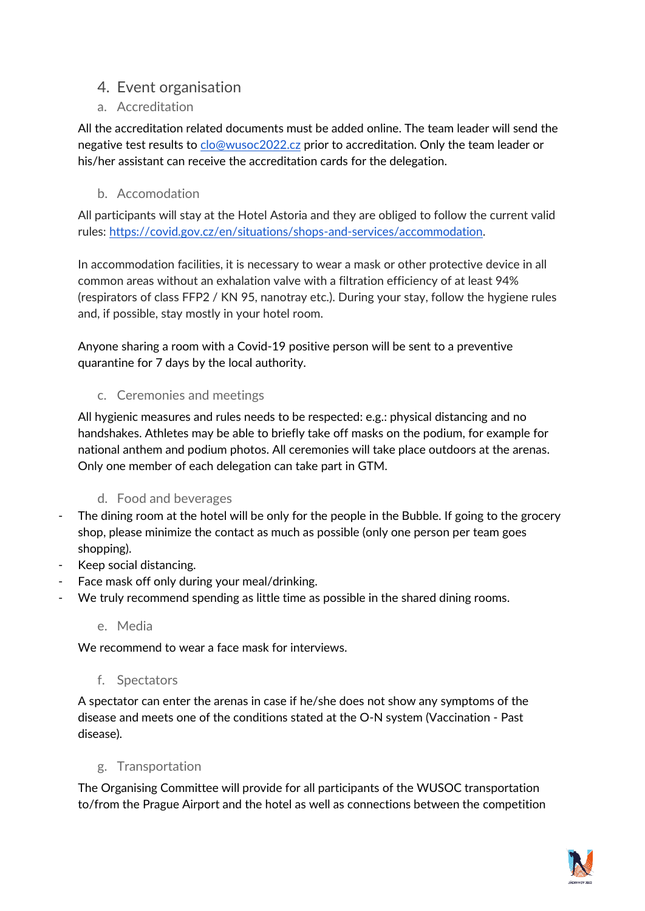## 4. Event organisation

### a. Accreditation

All the accreditation related documents must be added online. The team leader will send the negative test results to [clo@wusoc2022.cz](mailto:clo@wusoc2022.cz) prior to accreditation. Only the team leader or his/her assistant can receive the accreditation cards for the delegation.

### b. Accomodation

All participants will stay at the Hotel Astoria and they are obliged to follow the current valid rules: [https://covid.gov.cz/en/situations/shops-and-services/accommodation](https://covid.gov.cz/en/situations/shops-and-services/accommodation).

In accommodation facilities, it is necessary to wear a mask or other protective device in all common areas without an exhalation valve with a filtration efficiency of at least 94% (respirators of class FFP2 / KN 95, nanotray etc.). During your stay, follow the hygiene rules and, if possible, stay mostly in your hotel room.

Anyone sharing a room with a Covid-19 positive person will be sent to a preventive quarantine for 7 days by the local authority.

### c. Ceremonies and meetings

All hygienic measures and rules needs to be respected: e.g.: physical distancing and no handshakes. Athletes may be able to briefly take off masks on the podium, for example for national anthem and podium photos. All ceremonies will take place outdoors at the arenas. Only one member of each delegation can take part in GTM.

### d. Food and beverages

- The dining room at the hotel will be only for the people in the Bubble. If going to the grocery shop, please minimize the contact as much as possible (only one person per team goes shopping).
- Keep social distancing.
- Face mask off only during your meal/drinking.
- We truly recommend spending as little time as possible in the shared dining rooms.

### e. Media

We recommend to wear a face mask for interviews.

### f. Spectators

A spectator can enter the arenas in case if he/she does not show any symptoms of the disease and meets one of the conditions stated at the O-N system (Vaccination - Past disease).

### g. Transportation

The Organising Committee will provide for all participants of the WUSOC transportation to/from the Prague Airport and the hotel as well as connections between the competition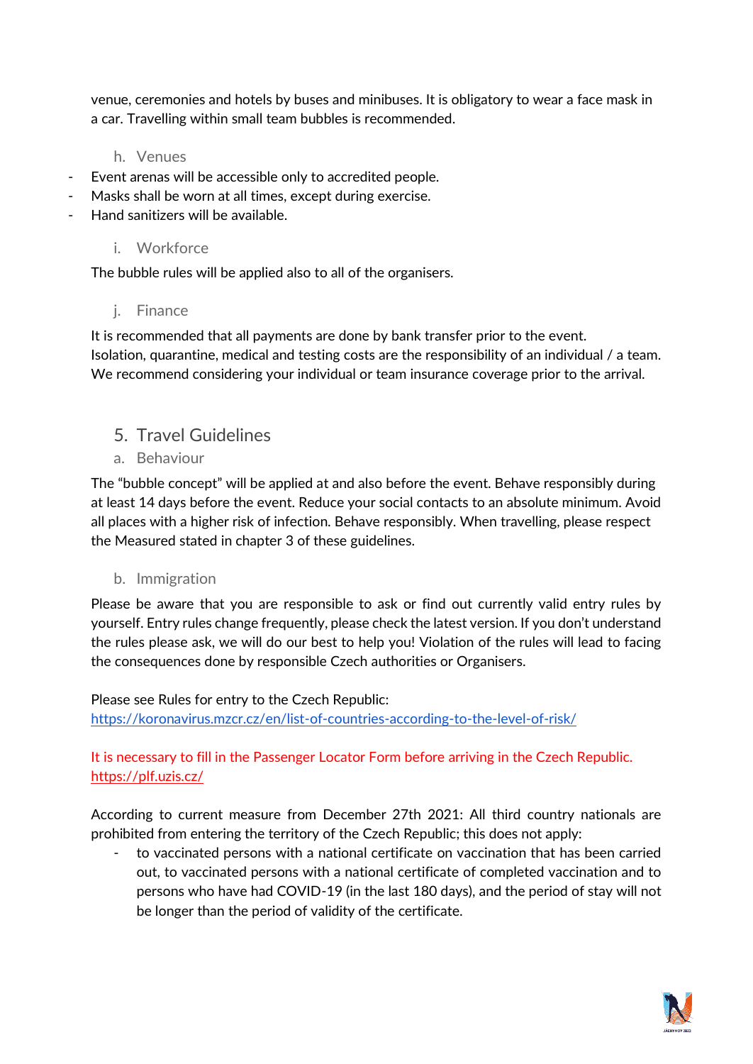venue, ceremonies and hotels by buses and minibuses. It is obligatory to wear a face mask in a car. Travelling within small team bubbles is recommended.

### h. Venues

- Event arenas will be accessible only to accredited people.
- Masks shall be worn at all times, except during exercise.
- Hand sanitizers will be available.

### i. Workforce

The bubble rules will be applied also to all of the organisers.

### j. Finance

It is recommended that all payments are done by bank transfer prior to the event.
Isolation, quarantine, medical and testing costs are the responsibility of an individual / a team. We recommend considering your individual or team insurance coverage prior to the arrival.

## 5. Travel Guidelines

### a. Behaviour

The "bubble concept" will be applied at and also before the event. Behave responsibly during at least 14 days before the event. Reduce your social contacts to an absolute minimum. Avoid all places with a higher risk of infection. Behave responsibly. When travelling, please respect the Measured stated in chapter 3 of these guidelines.

### b. Immigration

Please be aware that you are responsible to ask or find out currently valid entry rules by yourself. Entry rules change frequently, please check the latest version. If you don't understand the rules please ask, we will do our best to help you! Violation of the rules will lead to facing the consequences done by responsible Czech authorities or Organisers.

Please see Rules for entry to the Czech Republic:
https://koronavirus.mzcr.cz/en/list-of-countries-according-to-the-level-of-risk/

It is necessary to fill in the Passenger Locator Form before arriving in the Czech Republic.
https://plf.uzis.cz/

According to current measure from December 27th 2021: All third country nationals are prohibited from entering the territory of the Czech Republic; this does not apply:

- to vaccinated persons with a national certificate on vaccination that has been carried out, to vaccinated persons with a national certificate of completed vaccination and to persons who have had COVID-19 (in the last 180 days), and the period of stay will not be longer than the period of validity of the certificate.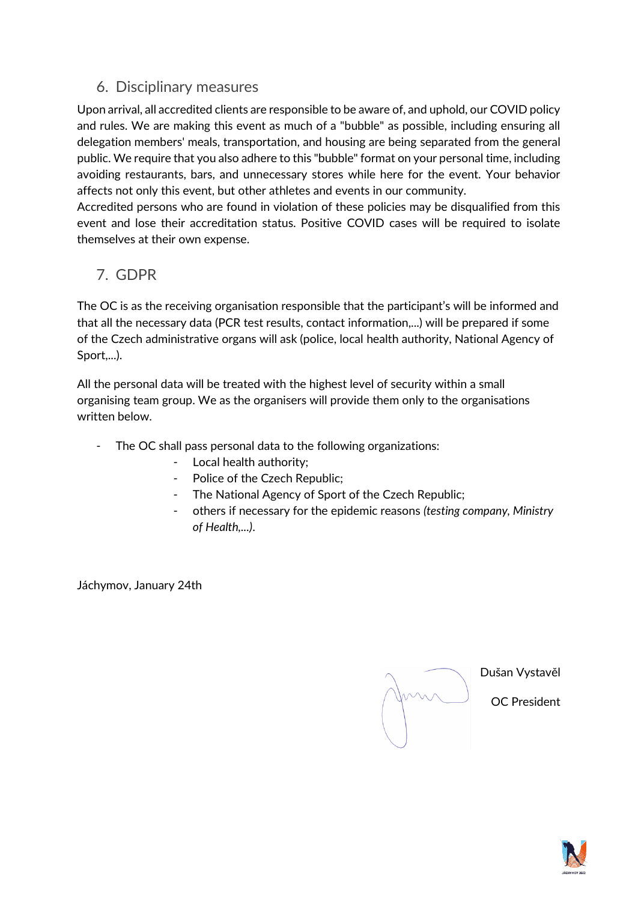## 6. Disciplinary measures

Upon arrival, all accredited clients are responsible to be aware of, and uphold, our COVID policy and rules. We are making this event as much of a "bubble" as possible, including ensuring all delegation members' meals, transportation, and housing are being separated from the general public. We require that you also adhere to this "bubble" format on your personal time, including avoiding restaurants, bars, and unnecessary stores while here for the event. Your behavior affects not only this event, but other athletes and events in our community.
Accredited persons who are found in violation of these policies may be disqualified from this event and lose their accreditation status. Positive COVID cases will be required to isolate themselves at their own expense.

## 7. GDPR

The OC is as the receiving organisation responsible that the participant's will be informed and that all the necessary data (PCR test results, contact information,...) will be prepared if some of the Czech administrative organs will ask (police, local health authority, National Agency of Sport,...).

All the personal data will be treated with the highest level of security within a small organising team group. We as the organisers will provide them only to the organisations written below.

- The OC shall pass personal data to the following organizations:
    - Local health authority;
    - Police of the Czech Republic;
    - The National Agency of Sport of the Czech Republic;
    - others if necessary for the epidemic reasons *(testing company, Ministry of Health,...)*.

Jáchymov, January 24th

Dušan Vystavěl

OC President